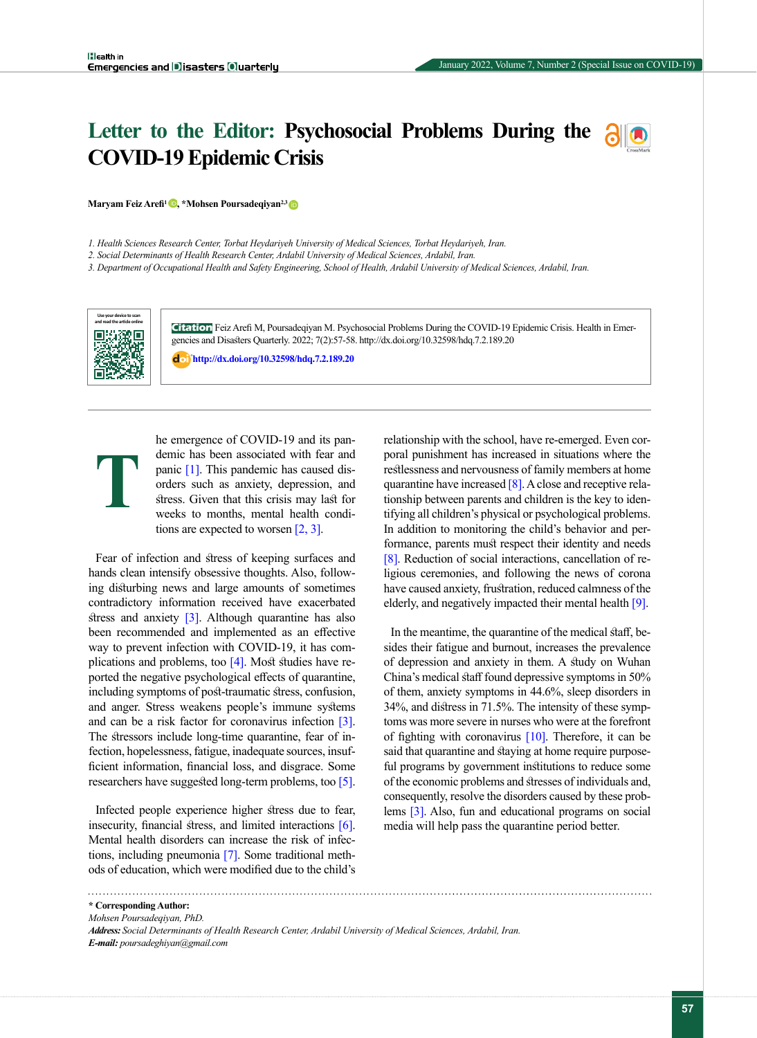# Letter to the Editor: Psychosocial Problems During the COVID-19 Epidemic Crisis

**Maryam Feiz Arefi[1], *Mohsen Poursadeqiyan[2,3]**

*1. Health Sciences Research Center, Torbat Heydariyeh University of Medical Sciences, Torbat Heydariyeh, Iran.*
*2. Social Determinants of Health Research Center, Ardabil University of Medical Sciences, Ardabil, Iran.*
*3. Department of Occupational Health and Safety Engineering, School of Health, Ardabil University of Medical Sciences, Ardabil, Iran.*

Use your device to scan and read the article online

**Citation** Feiz Arefi M, Poursadeqiyan M. Psychosocial Problems During the COVID-19 Epidemic Crisis. Health in Emergencies and Disasters Quarterly. 2022; 7(2):57-58. http://dx.doi.org/10.32598/hdq.7.2.189.20

**doi** http://dx.doi.org/10.32598/hdq.7.2.189.20

The emergence of COVID-19 and its pandemic has been associated with fear and panic [1]. This pandemic has caused disorders such as anxiety, depression, and stress. Given that this crisis may last for weeks to months, mental health conditions are expected to worsen [2, 3].

Fear of infection and stress of keeping surfaces and hands clean intensify obsessive thoughts. Also, following disturbing news and large amounts of sometimes contradictory information received have exacerbated stress and anxiety [3]. Although quarantine has also been recommended and implemented as an effective way to prevent infection with COVID-19, it has complications and problems, too [4]. Most studies have reported the negative psychological effects of quarantine, including symptoms of post-traumatic stress, confusion, and anger. Stress weakens people's immune systems and can be a risk factor for coronavirus infection [3]. The stressors include long-time quarantine, fear of infection, hopelessness, fatigue, inadequate sources, insufficient information, financial loss, and disgrace. Some researchers have suggested long-term problems, too [5].

Infected people experience higher stress due to fear, insecurity, financial stress, and limited interactions [6]. Mental health disorders can increase the risk of infections, including pneumonia [7]. Some traditional methods of education, which were modified due to the child's relationship with the school, have re-emerged. Even corporal punishment has increased in situations where the restlessness and nervousness of family members at home quarantine have increased [8]. A close and receptive relationship between parents and children is the key to identifying all children's physical or psychological problems. In addition to monitoring the child's behavior and performance, parents must respect their identity and needs [8]. Reduction of social interactions, cancellation of religious ceremonies, and following the news of corona have caused anxiety, frustration, reduced calmness of the elderly, and negatively impacted their mental health [9].

In the meantime, the quarantine of the medical staff, besides their fatigue and burnout, increases the prevalence of depression and anxiety in them. A study on Wuhan China's medical staff found depressive symptoms in 50% of them, anxiety symptoms in 44.6%, sleep disorders in 34%, and distress in 71.5%. The intensity of these symptoms was more severe in nurses who were at the forefront of fighting with coronavirus [10]. Therefore, it can be said that quarantine and staying at home require purposeful programs by government institutions to reduce some of the economic problems and stresses of individuals and, consequently, resolve the disorders caused by these problems [3]. Also, fun and educational programs on social media will help pass the quarantine period better.

**\* Corresponding Author:**
*Mohsen Poursadeqiyan, PhD.*
***Address:*** *Social Determinants of Health Research Center, Ardabil University of Medical Sciences, Ardabil, Iran.*
***E-mail:*** *poursadeghiyan@gmail.com*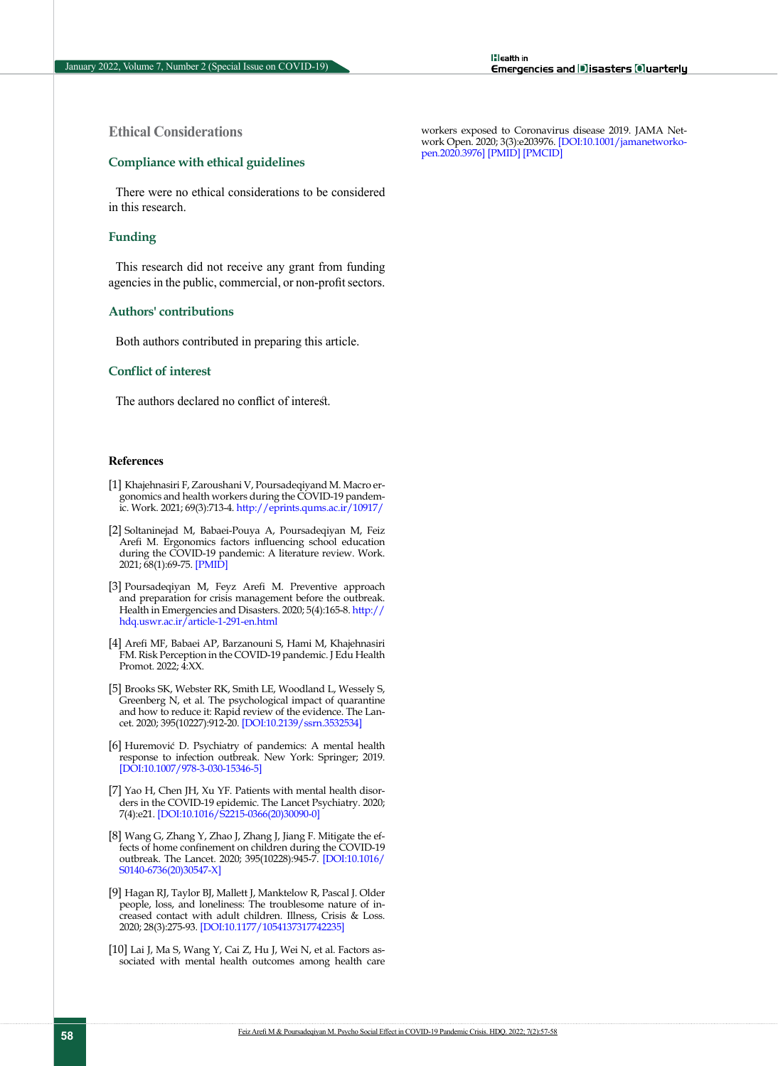## Ethical Considerations

### Compliance with ethical guidelines

There were no ethical considerations to be considered in this research.

### Funding

This research did not receive any grant from funding agencies in the public, commercial, or non-profit sectors.

### Authors' contributions

Both authors contributed in preparing this article.

### Conflict of interest

The authors declared no conflict of interest.

## References

[1] Khajehnasiri F, Zaroushani V, Poursadeqiyand M. Macro ergonomics and health workers during the COVID-19 pandemic. Work. 2021; 69(3):713-4. http://eprints.qums.ac.ir/10917/

[2] Soltaninejad M, Babaei-Pouya A, Poursadeqiyan M, Feiz Arefi M. Ergonomics factors influencing school education during the COVID-19 pandemic: A literature review. Work. 2021; 68(1):69-75. [PMID]

[3] Poursadeqiyan M, Feyz Arefi M. Preventive approach and preparation for crisis management before the outbreak. Health in Emergencies and Disasters. 2020; 5(4):165-8. http://hdq.uswr.ac.ir/article-1-291-en.html

[4] Arefi MF, Babaei AP, Barzanouni S, Hami M, Khajehnasiri FM. Risk Perception in the COVID-19 pandemic. J Edu Health Promot. 2022; 4:XX.

[5] Brooks SK, Webster RK, Smith LE, Woodland L, Wessely S, Greenberg N, et al. The psychological impact of quarantine and how to reduce it: Rapid review of the evidence. The Lancet. 2020; 395(10227):912-20. [DOI:10.2139/ssrn.3532534]

[6] Huremović D. Psychiatry of pandemics: A mental health response to infection outbreak. New York: Springer; 2019. [DOI:10.1007/978-3-030-15346-5]

[7] Yao H, Chen JH, Xu YF. Patients with mental health disorders in the COVID-19 epidemic. The Lancet Psychiatry. 2020; 7(4):e21. [DOI:10.1016/S2215-0366(20)30090-0]

[8] Wang G, Zhang Y, Zhao J, Zhang J, Jiang F. Mitigate the effects of home confinement on children during the COVID-19 outbreak. The Lancet. 2020; 395(10228):945-7. [DOI:10.1016/S0140-6736(20)30547-X]

[9] Hagan RJ, Taylor BJ, Mallett J, Manktelow R, Pascal J. Older people, loss, and loneliness: The troublesome nature of increased contact with adult children. Illness, Crisis & Loss. 2020; 28(3):275-93. [DOI:10.1177/1054137317742235]

[10] Lai J, Ma S, Wang Y, Cai Z, Hu J, Wei N, et al. Factors associated with mental health outcomes among health care workers exposed to Coronavirus disease 2019. JAMA Network Open. 2020; 3(3):e203976. [DOI:10.1001/jamanetworkopen.2020.3976] [PMID] [PMCID]